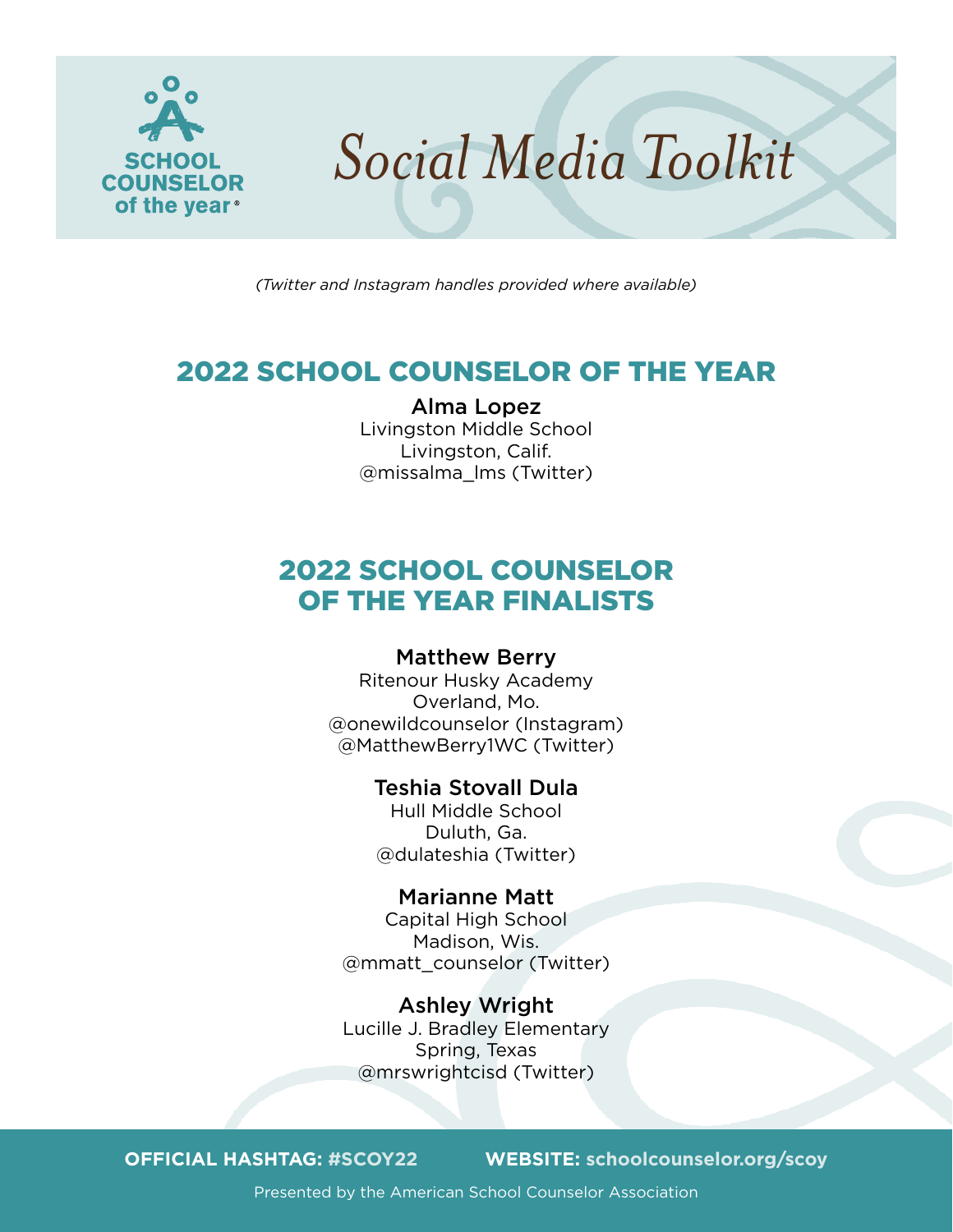SCHOOL COUNSELOR of the year®

# Social Media Toolkit

*(Twitter and Instagram handles provided where available)*

## 2022 SCHOOL COUNSELOR OF THE YEAR

**Alma Lopez**
Livingston Middle School
Livingston, Calif.
@missalma_lms (Twitter)

## 2022 SCHOOL COUNSELOR OF THE YEAR FINALISTS

**Matthew Berry**
Ritenour Husky Academy
Overland, Mo.
@onewildcounselor (Instagram)
@MatthewBerry1WC (Twitter)

**Teshia Stovall Dula**
Hull Middle School
Duluth, Ga.
@dulateshia (Twitter)

**Marianne Matt**
Capital High School
Madison, Wis.
@mmatt_counselor (Twitter)

**Ashley Wright**
Lucille J. Bradley Elementary
Spring, Texas
@mrswrightcisd (Twitter)

**OFFICIAL HASHTAG: #SCOY22** **WEBSITE: schoolcounselor.org/scoy**

Presented by the American School Counselor Association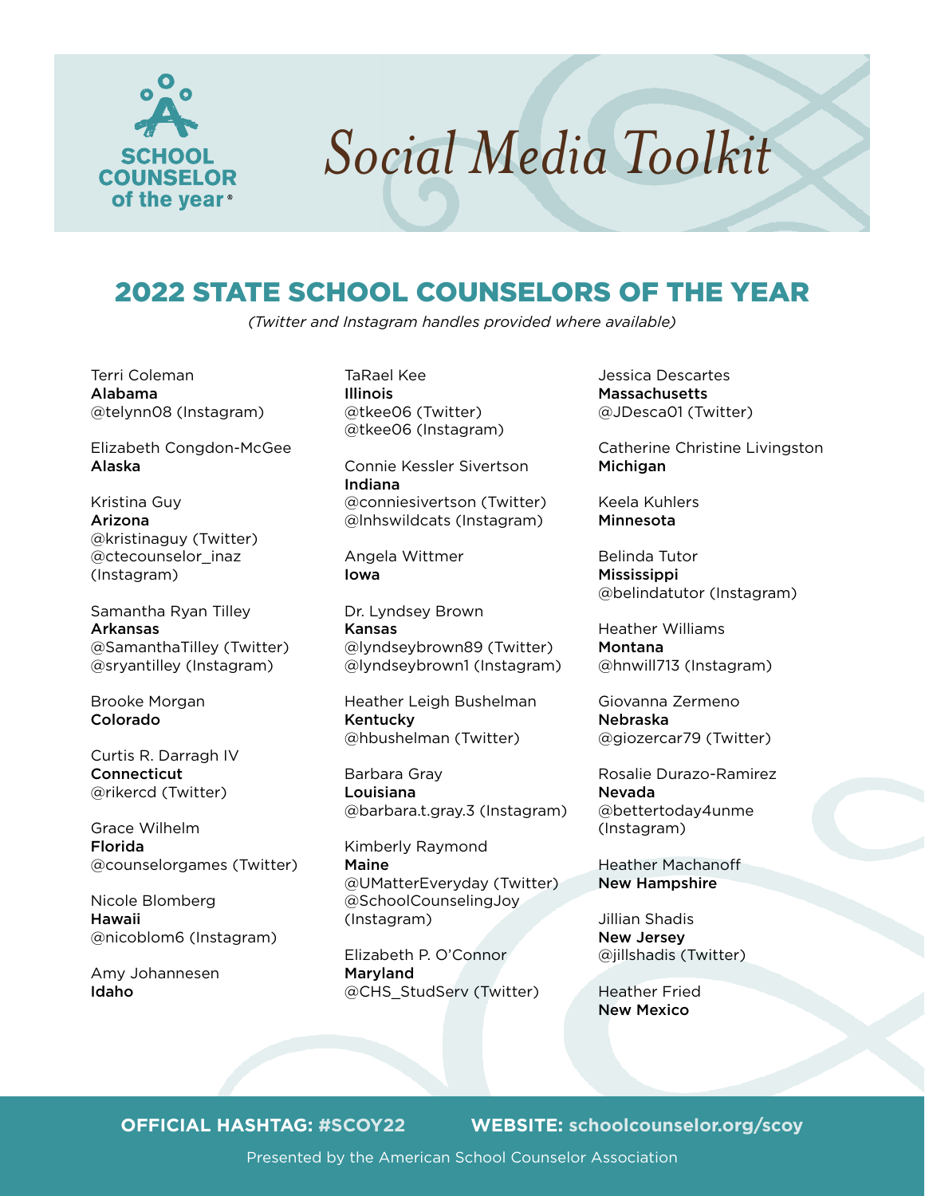# Social Media Toolkit

SCHOOL COUNSELOR of the year®

## 2022 STATE SCHOOL COUNSELORS OF THE YEAR

*(Twitter and Instagram handles provided where available)*

Terri Coleman
**Alabama**
@telynn08 (Instagram)

Elizabeth Congdon-McGee
**Alaska**

Kristina Guy
**Arizona**
@kristinaguy (Twitter)
@ctecounselor_inaz (Instagram)

Samantha Ryan Tilley
**Arkansas**
@SamanthaTilley (Twitter)
@sryantilley (Instagram)

Brooke Morgan
**Colorado**

Curtis R. Darragh IV
**Connecticut**
@rikercd (Twitter)

Grace Wilhelm
**Florida**
@counselorgames (Twitter)

Nicole Blomberg
**Hawaii**
@nicoblom6 (Instagram)

Amy Johannesen
**Idaho**

TaRael Kee
**Illinois**
@tkee06 (Twitter)
@tkee06 (Instagram)

Connie Kessler Sivertson
**Indiana**
@conniesivertson (Twitter)
@lnhswildcats (Instagram)

Angela Wittmer
**Iowa**

Dr. Lyndsey Brown
**Kansas**
@lyndseybrown89 (Twitter)
@lyndseybrown1 (Instagram)

Heather Leigh Bushelman
**Kentucky**
@hbushelman (Twitter)

Barbara Gray
**Louisiana**
@barbara.t.gray.3 (Instagram)

Kimberly Raymond
**Maine**
@UMatterEveryday (Twitter)
@SchoolCounselingJoy (Instagram)

Elizabeth P. O'Connor
**Maryland**
@CHS_StudServ (Twitter)

Jessica Descartes
**Massachusetts**
@JDesca01 (Twitter)

Catherine Christine Livingston
**Michigan**

Keela Kuhlers
**Minnesota**

Belinda Tutor
**Mississippi**
@belindatutor (Instagram)

Heather Williams
**Montana**
@hnwill713 (Instagram)

Giovanna Zermeno
**Nebraska**
@giozercar79 (Twitter)

Rosalie Durazo-Ramirez
**Nevada**
@bettertoday4unme (Instagram)

Heather Machanoff
**New Hampshire**

Jillian Shadis
**New Jersey**
@jillshadis (Twitter)

Heather Fried
**New Mexico**

**OFFICIAL HASHTAG: #SCOY22** **WEBSITE: schoolcounselor.org/scoy**

Presented by the American School Counselor Association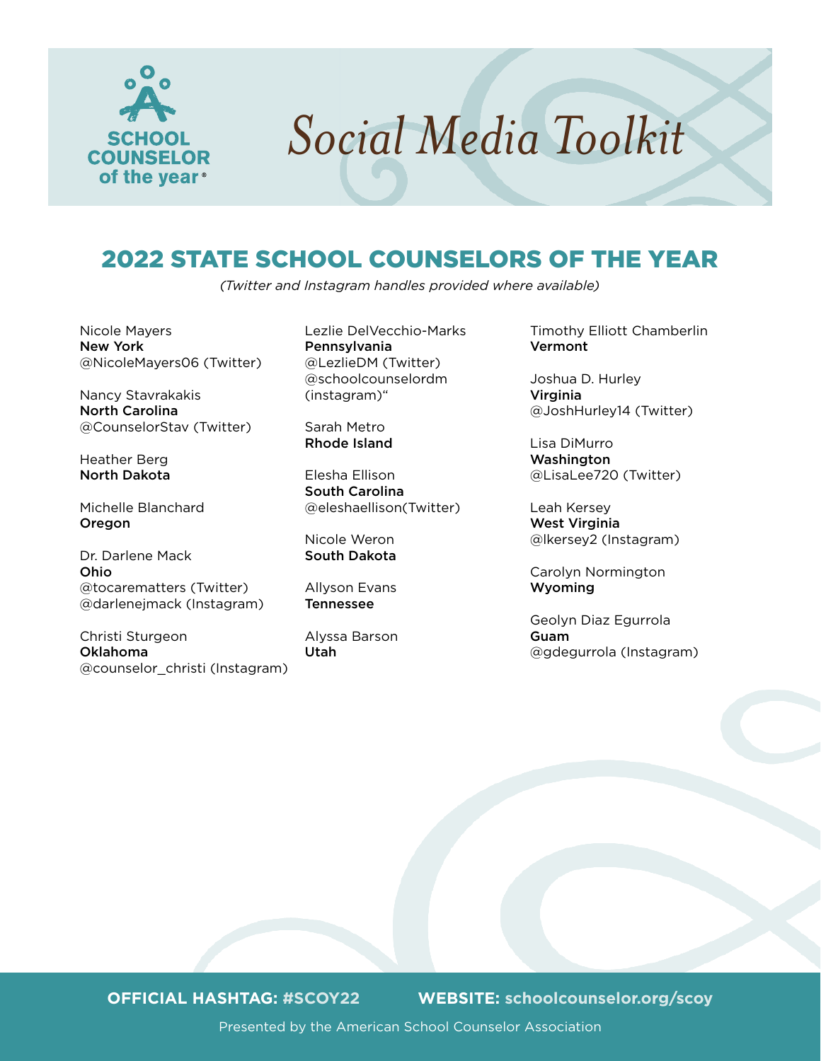SCHOOL COUNSELOR of the year®

# Social Media Toolkit

## 2022 STATE SCHOOL COUNSELORS OF THE YEAR

*(Twitter and Instagram handles provided where available)*

Nicole Mayers
**New York**
@NicoleMayers06 (Twitter)

Nancy Stavrakakis
**North Carolina**
@CounselorStav (Twitter)

Heather Berg
**North Dakota**

Michelle Blanchard
**Oregon**

Dr. Darlene Mack
**Ohio**
@tocarematters (Twitter)
@darlenejmack (Instagram)

Christi Sturgeon
**Oklahoma**
@counselor_christi (Instagram)

Lezlie DelVecchio-Marks
**Pennsylvania**
@LezlieDM (Twitter)
@schoolcounselordm (instagram)"

Sarah Metro
**Rhode Island**

Elesha Ellison
**South Carolina**
@eleshaellison(Twitter)

Nicole Weron
**South Dakota**

Allyson Evans
**Tennessee**

Alyssa Barson
**Utah**

Timothy Elliott Chamberlin
**Vermont**

Joshua D. Hurley
**Virginia**
@JoshHurley14 (Twitter)

Lisa DiMurro
**Washington**
@LisaLee720 (Twitter)

Leah Kersey
**West Virginia**
@lkersey2 (Instagram)

Carolyn Normington
**Wyoming**

Geolyn Diaz Egurrola
**Guam**
@gdegurrola (Instagram)

**OFFICIAL HASHTAG: #SCOY22** **WEBSITE: schoolcounselor.org/scoy**

Presented by the American School Counselor Association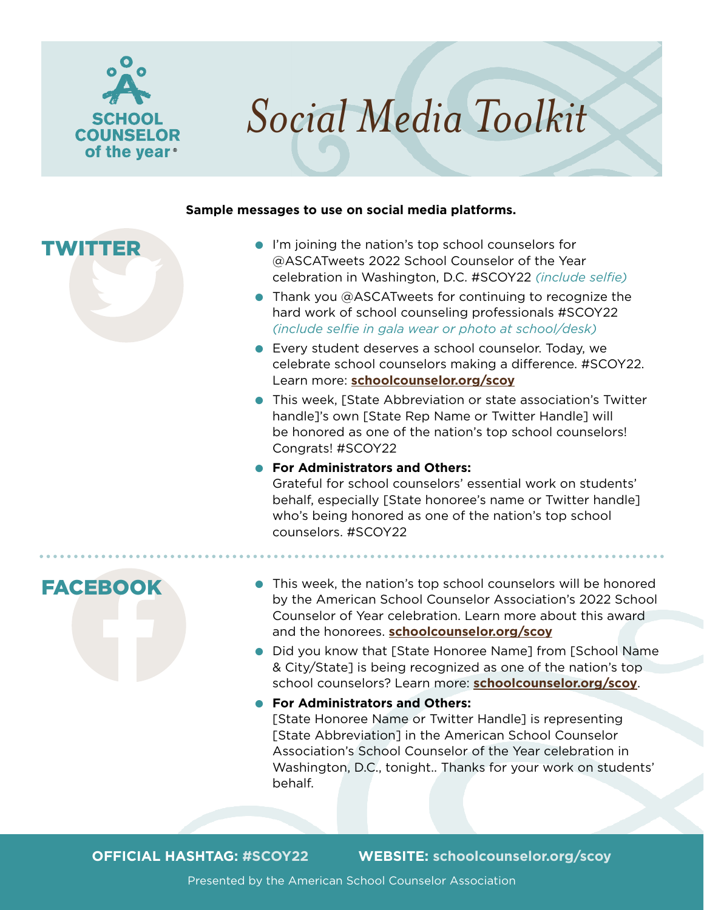SCHOOL COUNSELOR of the year®

# Social Media Toolkit

**Sample messages to use on social media platforms.**

## TWITTER

- I'm joining the nation's top school counselors for @ASCATweets 2022 School Counselor of the Year celebration in Washington, D.C. #SCOY22 *(include selfie)*
- Thank you @ASCATweets for continuing to recognize the hard work of school counseling professionals #SCOY22 *(include selfie in gala wear or photo at school/desk)*
- Every student deserves a school counselor. Today, we celebrate school counselors making a difference. #SCOY22. Learn more: **schoolcounselor.org/scoy**
- This week, [State Abbreviation or state association's Twitter handle]'s own [State Rep Name or Twitter Handle] will be honored as one of the nation's top school counselors! Congrats! #SCOY22
- **For Administrators and Others:** Grateful for school counselors' essential work on students' behalf, especially [State honoree's name or Twitter handle] who's being honored as one of the nation's top school counselors. #SCOY22

## FACEBOOK

- This week, the nation's top school counselors will be honored by the American School Counselor Association's 2022 School Counselor of Year celebration. Learn more about this award and the honorees. **schoolcounselor.org/scoy**
- Did you know that [State Honoree Name] from [School Name & City/State] is being recognized as one of the nation's top school counselors? Learn more: **schoolcounselor.org/scoy**.
- **For Administrators and Others:** [State Honoree Name or Twitter Handle] is representing [State Abbreviation] in the American School Counselor Association's School Counselor of the Year celebration in Washington, D.C., tonight.. Thanks for your work on students' behalf.

**OFFICIAL HASHTAG: #SCOY22** **WEBSITE: schoolcounselor.org/scoy**

Presented by the American School Counselor Association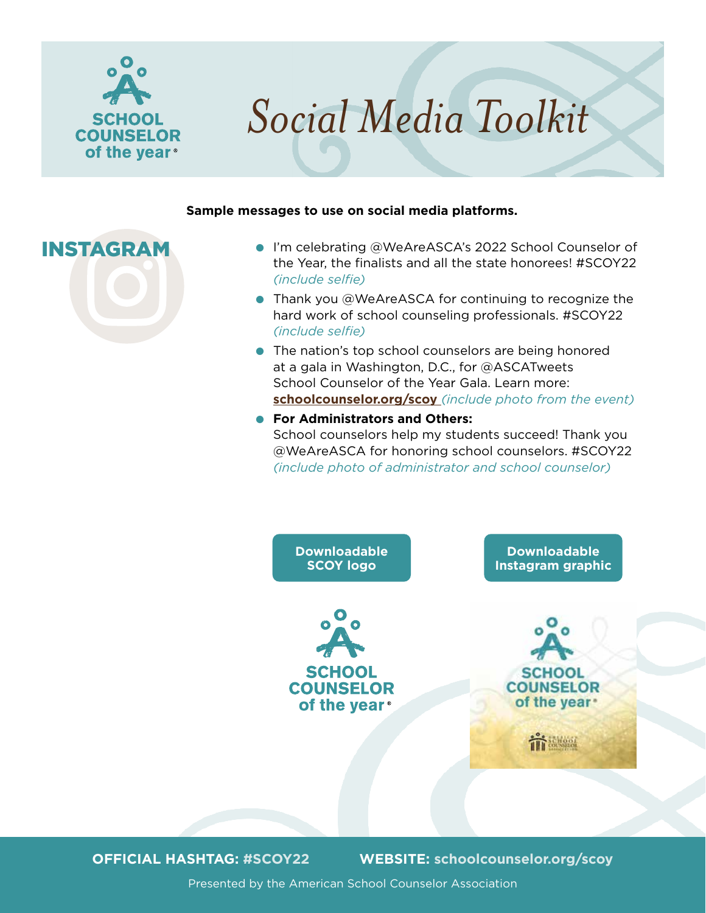# Social Media Toolkit

**Sample messages to use on social media platforms.**

## INSTAGRAM

- I'm celebrating @WeAreASCA's 2022 School Counselor of the Year, the finalists and all the state honorees! #SCOY22 *(include selfie)*
- Thank you @WeAreASCA for continuing to recognize the hard work of school counseling professionals. #SCOY22 *(include selfie)*
- The nation's top school counselors are being honored at a gala in Washington, D.C., for @ASCATweets School Counselor of the Year Gala. Learn more: **schoolcounselor.org/scoy** *(include photo from the event)*
- **For Administrators and Others:** School counselors help my students succeed! Thank you @WeAreASCA for honoring school counselors. #SCOY22 *(include photo of administrator and school counselor)*

**Downloadable SCOY logo**

**Downloadable Instagram graphic**

**OFFICIAL HASHTAG: #SCOY22** **WEBSITE: schoolcounselor.org/scoy**

Presented by the American School Counselor Association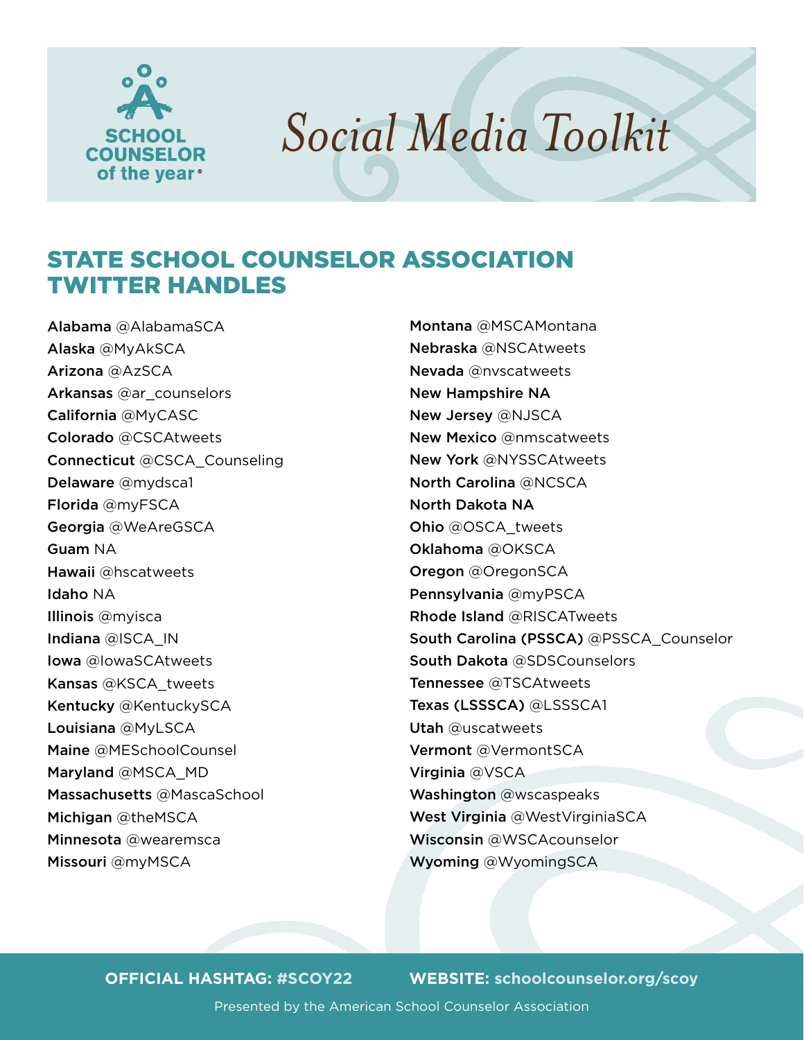SCHOOL COUNSELOR of the year®

# Social Media Toolkit

## STATE SCHOOL COUNSELOR ASSOCIATION TWITTER HANDLES

**Alabama** @AlabamaSCA
**Alaska** @MyAkSCA
**Arizona** @AzSCA
**Arkansas** @ar_counselors
**California** @MyCASC
**Colorado** @CSCAtweets
**Connecticut** @CSCA_Counseling
**Delaware** @mydsca1
**Florida** @myFSCA
**Georgia** @WeAreGSCA
**Guam** NA
**Hawaii** @hscatweets
**Idaho** NA
**Illinois** @myisca
**Indiana** @ISCA_IN
**Iowa** @IowaSCAtweets
**Kansas** @KSCA_tweets
**Kentucky** @KentuckySCA
**Louisiana** @MyLSCA
**Maine** @MESchoolCounsel
**Maryland** @MSCA_MD
**Massachusetts** @MascaSchool
**Michigan** @theMSCA
**Minnesota** @wearemsca
**Missouri** @myMSCA
**Montana** @MSCAMontana
**Nebraska** @NSCAtweets
**Nevada** @nvscatweets
**New Hampshire NA**
**New Jersey** @NJSCA
**New Mexico** @nmscatweets
**New York** @NYSSCAtweets
**North Carolina** @NCSCA
**North Dakota NA**
**Ohio** @OSCA_tweets
**Oklahoma** @OKSCA
**Oregon** @OregonSCA
**Pennsylvania** @myPSCA
**Rhode Island** @RISCATweets
**South Carolina (PSSCA)** @PSSCA_Counselor
**South Dakota** @SDSCounselors
**Tennessee** @TSCAtweets
**Texas (LSSSCA)** @LSSSCA1
**Utah** @uscatweets
**Vermont** @VermontSCA
**Virginia** @VSCA
**Washington** @wscaspeaks
**West Virginia** @WestVirginiaSCA
**Wisconsin** @WSCAcounselor
**Wyoming** @WyomingSCA

**OFFICIAL HASHTAG: #SCOY22** **WEBSITE: schoolcounselor.org/scoy**

Presented by the American School Counselor Association